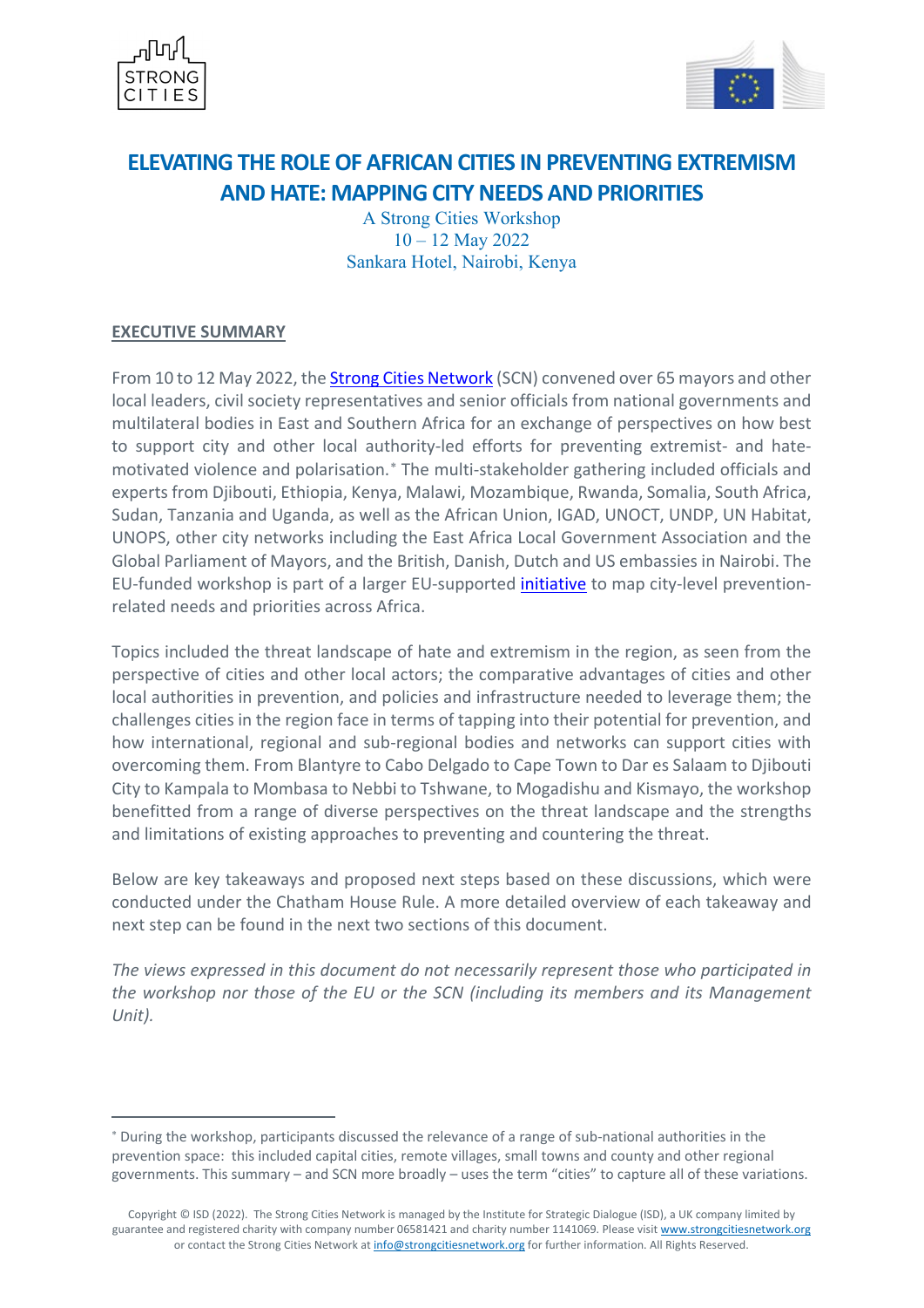# ELEVATING THE ROLE OF AFRICAN CITIES IN PREVENTING EXTREMISM AND HATE: MAPPING CITY NEEDS AND PRIORITIES

A Strong Cities Workshop
10 – 12 May 2022
Sankara Hotel, Nairobi, Kenya

## EXECUTIVE SUMMARY

From 10 to 12 May 2022, the Strong Cities Network (SCN) convened over 65 mayors and other local leaders, civil society representatives and senior officials from national governments and multilateral bodies in East and Southern Africa for an exchange of perspectives on how best to support city and other local authority-led efforts for preventing extremist- and hate-motivated violence and polarisation.[*] The multi-stakeholder gathering included officials and experts from Djibouti, Ethiopia, Kenya, Malawi, Mozambique, Rwanda, Somalia, South Africa, Sudan, Tanzania and Uganda, as well as the African Union, IGAD, UNOCT, UNDP, UN Habitat, UNOPS, other city networks including the East Africa Local Government Association and the Global Parliament of Mayors, and the British, Danish, Dutch and US embassies in Nairobi. The EU-funded workshop is part of a larger EU-supported initiative to map city-level prevention-related needs and priorities across Africa.

Topics included the threat landscape of hate and extremism in the region, as seen from the perspective of cities and other local actors; the comparative advantages of cities and other local authorities in prevention, and policies and infrastructure needed to leverage them; the challenges cities in the region face in terms of tapping into their potential for prevention, and how international, regional and sub-regional bodies and networks can support cities with overcoming them. From Blantyre to Cabo Delgado to Cape Town to Dar es Salaam to Djibouti City to Kampala to Mombasa to Nebbi to Tshwane, to Mogadishu and Kismayo, the workshop benefitted from a range of diverse perspectives on the threat landscape and the strengths and limitations of existing approaches to preventing and countering the threat.

Below are key takeaways and proposed next steps based on these discussions, which were conducted under the Chatham House Rule. A more detailed overview of each takeaway and next step can be found in the next two sections of this document.

*The views expressed in this document do not necessarily represent those who participated in the workshop nor those of the EU or the SCN (including its members and its Management Unit).*

---

[*] During the workshop, participants discussed the relevance of a range of sub-national authorities in the prevention space: this included capital cities, remote villages, small towns and county and other regional governments. This summary – and SCN more broadly – uses the term "cities" to capture all of these variations.

Copyright © ISD (2022). The Strong Cities Network is managed by the Institute for Strategic Dialogue (ISD), a UK company limited by guarantee and registered charity with company number 06581421 and charity number 1141069. Please visit www.strongcitiesnetwork.org or contact the Strong Cities Network at info@strongcitiesnetwork.org for further information. All Rights Reserved.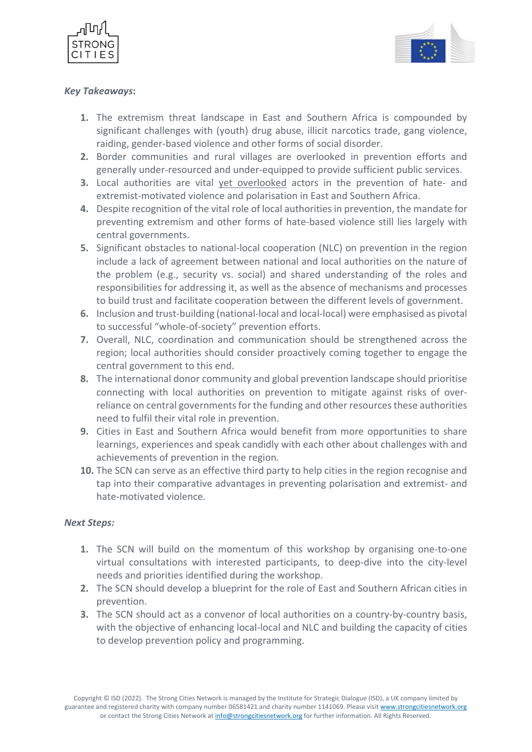*Key Takeaways*:

1. The extremism threat landscape in East and Southern Africa is compounded by significant challenges with (youth) drug abuse, illicit narcotics trade, gang violence, raiding, gender-based violence and other forms of social disorder.
2. Border communities and rural villages are overlooked in prevention efforts and generally under-resourced and under-equipped to provide sufficient public services.
3. Local authorities are vital yet overlooked actors in the prevention of hate- and extremist-motivated violence and polarisation in East and Southern Africa.
4. Despite recognition of the vital role of local authorities in prevention, the mandate for preventing extremism and other forms of hate-based violence still lies largely with central governments.
5. Significant obstacles to national-local cooperation (NLC) on prevention in the region include a lack of agreement between national and local authorities on the nature of the problem (e.g., security vs. social) and shared understanding of the roles and responsibilities for addressing it, as well as the absence of mechanisms and processes to build trust and facilitate cooperation between the different levels of government.
6. Inclusion and trust-building (national-local and local-local) were emphasised as pivotal to successful "whole-of-society" prevention efforts.
7. Overall, NLC, coordination and communication should be strengthened across the region; local authorities should consider proactively coming together to engage the central government to this end.
8. The international donor community and global prevention landscape should prioritise connecting with local authorities on prevention to mitigate against risks of over-reliance on central governments for the funding and other resources these authorities need to fulfil their vital role in prevention.
9. Cities in East and Southern Africa would benefit from more opportunities to share learnings, experiences and speak candidly with each other about challenges with and achievements of prevention in the region.
10. The SCN can serve as an effective third party to help cities in the region recognise and tap into their comparative advantages in preventing polarisation and extremist- and hate-motivated violence.

*Next Steps:*

1. The SCN will build on the momentum of this workshop by organising one-to-one virtual consultations with interested participants, to deep-dive into the city-level needs and priorities identified during the workshop.
2. The SCN should develop a blueprint for the role of East and Southern African cities in prevention.
3. The SCN should act as a convenor of local authorities on a country-by-country basis, with the objective of enhancing local-local and NLC and building the capacity of cities to develop prevention policy and programming.

Copyright © ISD (2022). The Strong Cities Network is managed by the Institute for Strategic Dialogue (ISD), a UK company limited by guarantee and registered charity with company number 06581421 and charity number 1141069. Please visit www.strongcitiesnetwork.org or contact the Strong Cities Network at info@strongcitiesnetwork.org for further information. All Rights Reserved.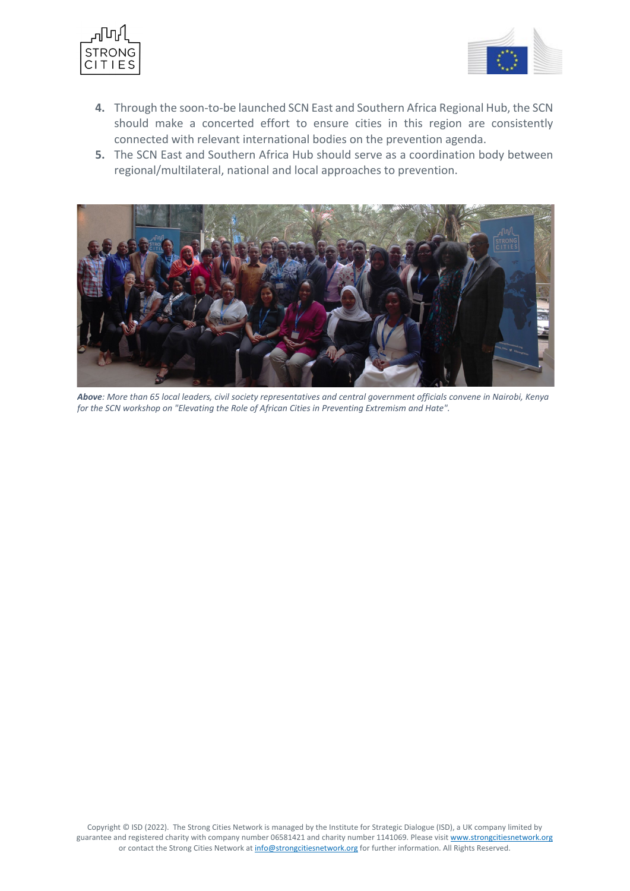4. Through the soon-to-be launched SCN East and Southern Africa Regional Hub, the SCN should make a concerted effort to ensure cities in this region are consistently connected with relevant international bodies on the prevention agenda.
5. The SCN East and Southern Africa Hub should serve as a coordination body between regional/multilateral, national and local approaches to prevention.

***Above***: *More than 65 local leaders, civil society representatives and central government officials convene in Nairobi, Kenya for the SCN workshop on "Elevating the Role of African Cities in Preventing Extremism and Hate".*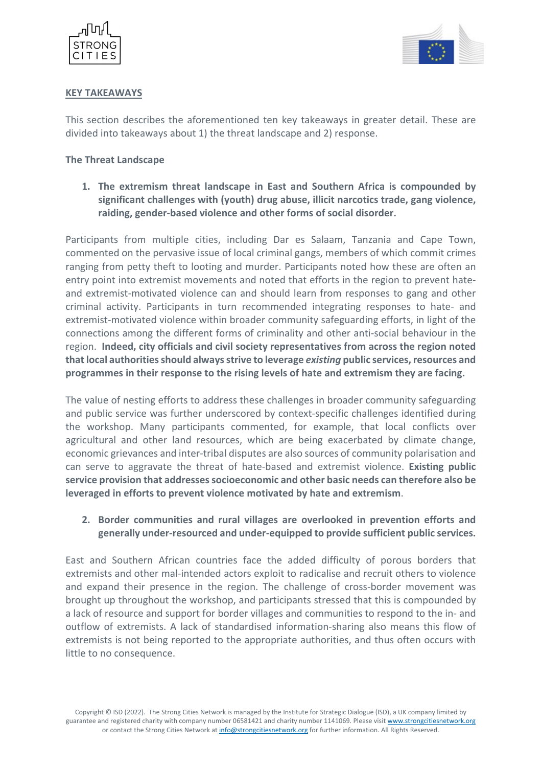## KEY TAKEAWAYS

This section describes the aforementioned ten key takeaways in greater detail. These are divided into takeaways about 1) the threat landscape and 2) response.

### The Threat Landscape

1. **The extremism threat landscape in East and Southern Africa is compounded by significant challenges with (youth) drug abuse, illicit narcotics trade, gang violence, raiding, gender-based violence and other forms of social disorder.**

Participants from multiple cities, including Dar es Salaam, Tanzania and Cape Town, commented on the pervasive issue of local criminal gangs, members of which commit crimes ranging from petty theft to looting and murder. Participants noted how these are often an entry point into extremist movements and noted that efforts in the region to prevent hate- and extremist-motivated violence can and should learn from responses to gang and other criminal activity. Participants in turn recommended integrating responses to hate- and extremist-motivated violence within broader community safeguarding efforts, in light of the connections among the different forms of criminality and other anti-social behaviour in the region. **Indeed, city officials and civil society representatives from across the region noted that local authorities should always strive to leverage *existing* public services, resources and programmes in their response to the rising levels of hate and extremism they are facing.**

The value of nesting efforts to address these challenges in broader community safeguarding and public service was further underscored by context-specific challenges identified during the workshop. Many participants commented, for example, that local conflicts over agricultural and other land resources, which are being exacerbated by climate change, economic grievances and inter-tribal disputes are also sources of community polarisation and can serve to aggravate the threat of hate-based and extremist violence. **Existing public service provision that addresses socioeconomic and other basic needs can therefore also be leveraged in efforts to prevent violence motivated by hate and extremism**.

2. **Border communities and rural villages are overlooked in prevention efforts and generally under-resourced and under-equipped to provide sufficient public services.**

East and Southern African countries face the added difficulty of porous borders that extremists and other mal-intended actors exploit to radicalise and recruit others to violence and expand their presence in the region. The challenge of cross-border movement was brought up throughout the workshop, and participants stressed that this is compounded by a lack of resource and support for border villages and communities to respond to the in- and outflow of extremists. A lack of standardised information-sharing also means this flow of extremists is not being reported to the appropriate authorities, and thus often occurs with little to no consequence.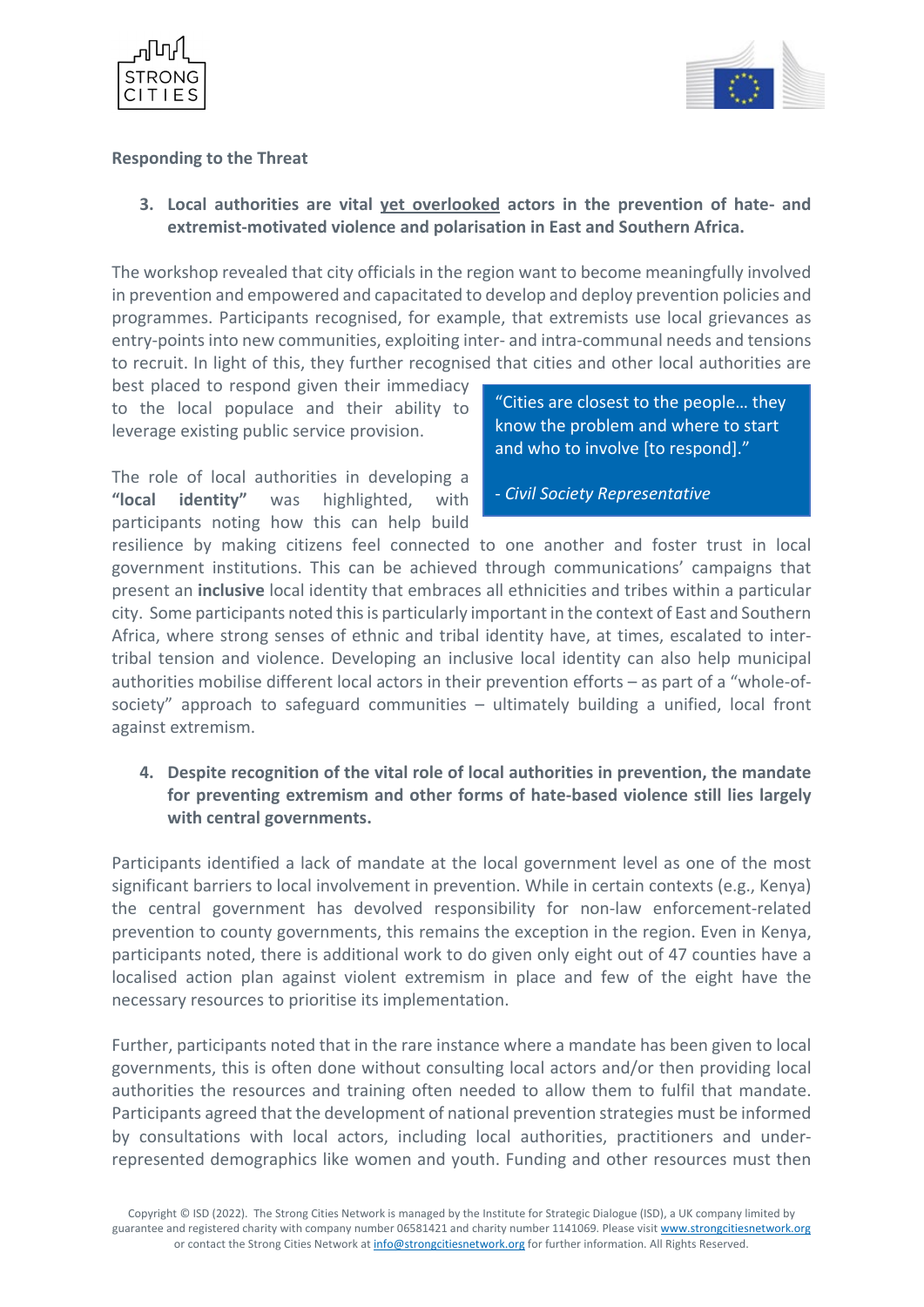**Responding to the Threat**

3. **Local authorities are vital <u>yet overlooked</u> actors in the prevention of hate- and extremist-motivated violence and polarisation in East and Southern Africa.**

The workshop revealed that city officials in the region want to become meaningfully involved in prevention and empowered and capacitated to develop and deploy prevention policies and programmes. Participants recognised, for example, that extremists use local grievances as entry-points into new communities, exploiting inter- and intra-communal needs and tensions to recruit. In light of this, they further recognised that cities and other local authorities are best placed to respond given their immediacy to the local populace and their ability to leverage existing public service provision.

> "Cities are closest to the people… they know the problem and where to start and who to involve [to respond]."
>
> *- Civil Society Representative*

The role of local authorities in developing a **"local identity"** was highlighted, with participants noting how this can help build resilience by making citizens feel connected to one another and foster trust in local government institutions. This can be achieved through communications' campaigns that present an **inclusive** local identity that embraces all ethnicities and tribes within a particular city. Some participants noted this is particularly important in the context of East and Southern Africa, where strong senses of ethnic and tribal identity have, at times, escalated to inter-tribal tension and violence. Developing an inclusive local identity can also help municipal authorities mobilise different local actors in their prevention efforts – as part of a "whole-of-society" approach to safeguard communities – ultimately building a unified, local front against extremism.

4. **Despite recognition of the vital role of local authorities in prevention, the mandate for preventing extremism and other forms of hate-based violence still lies largely with central governments.**

Participants identified a lack of mandate at the local government level as one of the most significant barriers to local involvement in prevention. While in certain contexts (e.g., Kenya) the central government has devolved responsibility for non-law enforcement-related prevention to county governments, this remains the exception in the region. Even in Kenya, participants noted, there is additional work to do given only eight out of 47 counties have a localised action plan against violent extremism in place and few of the eight have the necessary resources to prioritise its implementation.

Further, participants noted that in the rare instance where a mandate has been given to local governments, this is often done without consulting local actors and/or then providing local authorities the resources and training often needed to allow them to fulfil that mandate. Participants agreed that the development of national prevention strategies must be informed by consultations with local actors, including local authorities, practitioners and under-represented demographics like women and youth. Funding and other resources must then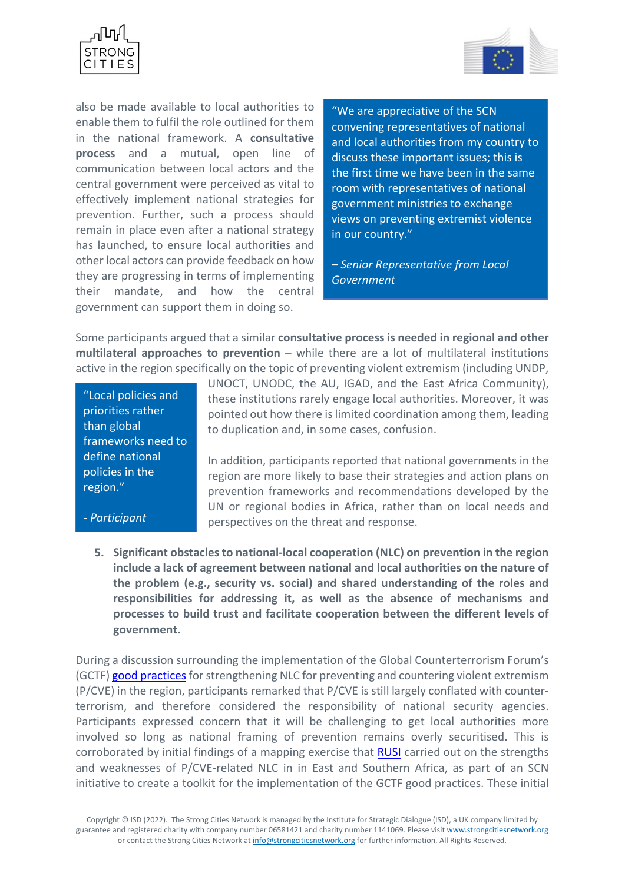also be made available to local authorities to enable them to fulfil the role outlined for them in the national framework. A **consultative process** and a mutual, open line of communication between local actors and the central government were perceived as vital to effectively implement national strategies for prevention. Further, such a process should remain in place even after a national strategy has launched, to ensure local authorities and other local actors can provide feedback on how they are progressing in terms of implementing their mandate, and how the central government can support them in doing so.

> "We are appreciative of the SCN convening representatives of national and local authorities from my country to discuss these important issues; this is the first time we have been in the same room with representatives of national government ministries to exchange views on preventing extremist violence in our country."
>
> **–** *Senior Representative from Local Government*

Some participants argued that a similar **consultative process is needed in regional and other multilateral approaches to prevention** – while there are a lot of multilateral institutions active in the region specifically on the topic of preventing violent extremism (including UNDP, UNOCT, UNODC, the AU, IGAD, and the East Africa Community), these institutions rarely engage local authorities. Moreover, it was pointed out how there is limited coordination among them, leading to duplication and, in some cases, confusion.

> "Local policies and priorities rather than global frameworks need to define national policies in the region."
>
> - *Participant*

In addition, participants reported that national governments in the region are more likely to base their strategies and action plans on prevention frameworks and recommendations developed by the UN or regional bodies in Africa, rather than on local needs and perspectives on the threat and response.

5. **Significant obstacles to national-local cooperation (NLC) on prevention in the region include a lack of agreement between national and local authorities on the nature of the problem (e.g., security vs. social) and shared understanding of the roles and responsibilities for addressing it, as well as the absence of mechanisms and processes to build trust and facilitate cooperation between the different levels of government.**

During a discussion surrounding the implementation of the Global Counterterrorism Forum's (GCTF) good practices for strengthening NLC for preventing and countering violent extremism (P/CVE) in the region, participants remarked that P/CVE is still largely conflated with counter-terrorism, and therefore considered the responsibility of national security agencies. Participants expressed concern that it will be challenging to get local authorities more involved so long as national framing of prevention remains overly securitised. This is corroborated by initial findings of a mapping exercise that RUSI carried out on the strengths and weaknesses of P/CVE-related NLC in in East and Southern Africa, as part of an SCN initiative to create a toolkit for the implementation of the GCTF good practices. These initial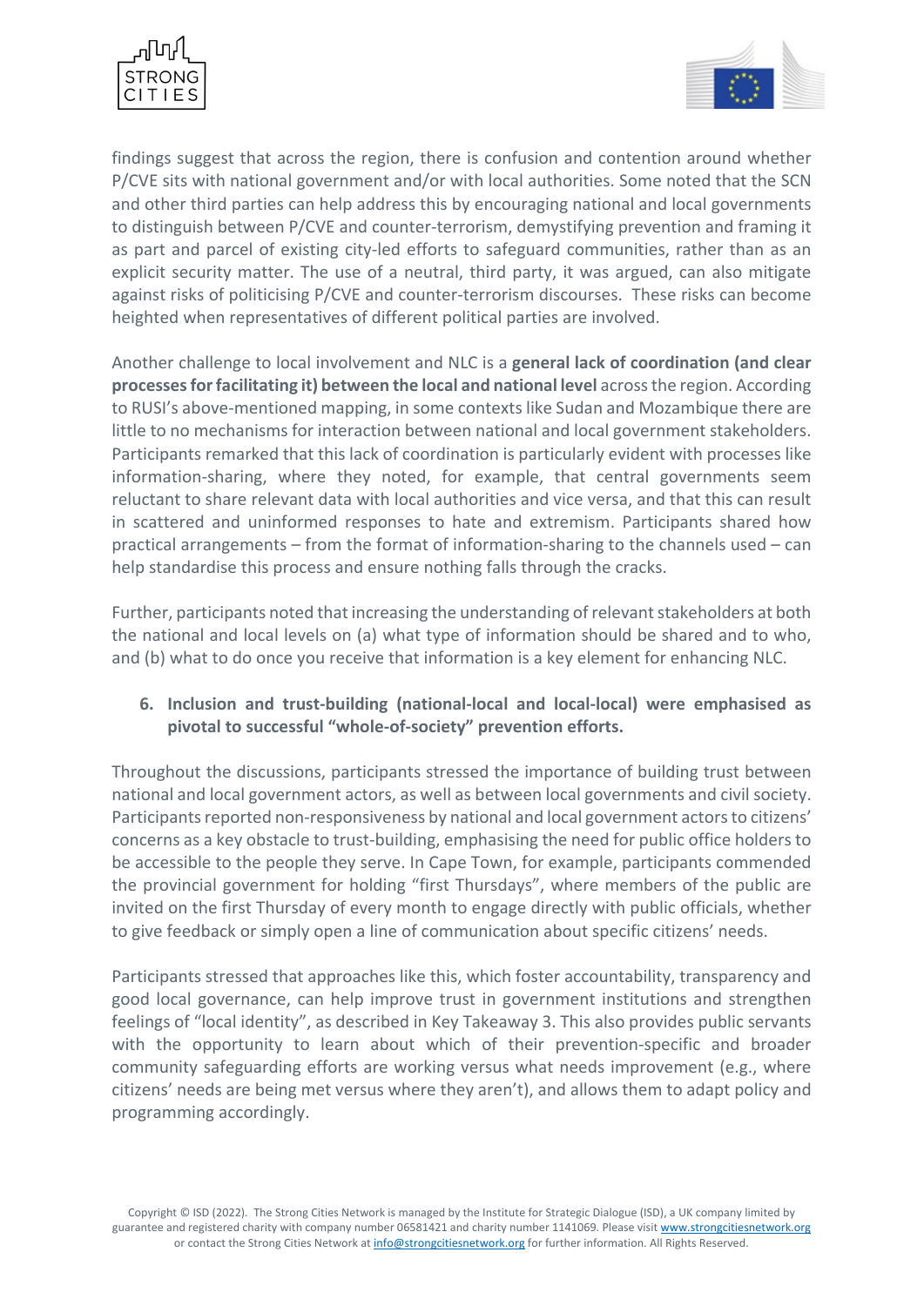findings suggest that across the region, there is confusion and contention around whether P/CVE sits with national government and/or with local authorities. Some noted that the SCN and other third parties can help address this by encouraging national and local governments to distinguish between P/CVE and counter-terrorism, demystifying prevention and framing it as part and parcel of existing city-led efforts to safeguard communities, rather than as an explicit security matter. The use of a neutral, third party, it was argued, can also mitigate against risks of politicising P/CVE and counter-terrorism discourses. These risks can become heighted when representatives of different political parties are involved.

Another challenge to local involvement and NLC is a **general lack of coordination (and clear processes for facilitating it) between the local and national level** across the region. According to RUSI's above-mentioned mapping, in some contexts like Sudan and Mozambique there are little to no mechanisms for interaction between national and local government stakeholders. Participants remarked that this lack of coordination is particularly evident with processes like information-sharing, where they noted, for example, that central governments seem reluctant to share relevant data with local authorities and vice versa, and that this can result in scattered and uninformed responses to hate and extremism. Participants shared how practical arrangements – from the format of information-sharing to the channels used – can help standardise this process and ensure nothing falls through the cracks.

Further, participants noted that increasing the understanding of relevant stakeholders at both the national and local levels on (a) what type of information should be shared and to who, and (b) what to do once you receive that information is a key element for enhancing NLC.

6. **Inclusion and trust-building (national-local and local-local) were emphasised as pivotal to successful "whole-of-society" prevention efforts.**

Throughout the discussions, participants stressed the importance of building trust between national and local government actors, as well as between local governments and civil society. Participants reported non-responsiveness by national and local government actors to citizens' concerns as a key obstacle to trust-building, emphasising the need for public office holders to be accessible to the people they serve. In Cape Town, for example, participants commended the provincial government for holding "first Thursdays", where members of the public are invited on the first Thursday of every month to engage directly with public officials, whether to give feedback or simply open a line of communication about specific citizens' needs.

Participants stressed that approaches like this, which foster accountability, transparency and good local governance, can help improve trust in government institutions and strengthen feelings of "local identity", as described in Key Takeaway 3. This also provides public servants with the opportunity to learn about which of their prevention-specific and broader community safeguarding efforts are working versus what needs improvement (e.g., where citizens' needs are being met versus where they aren't), and allows them to adapt policy and programming accordingly.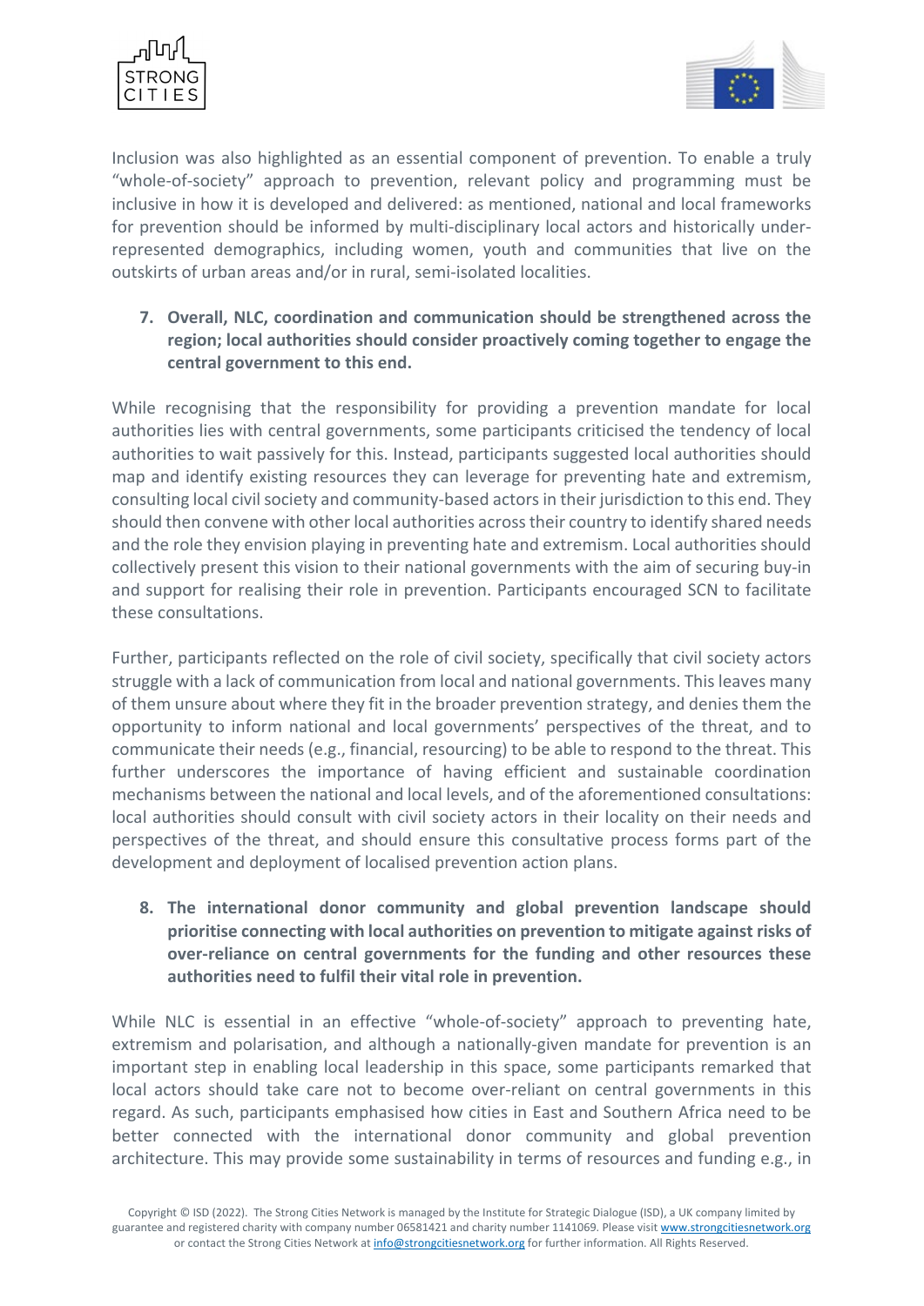Inclusion was also highlighted as an essential component of prevention. To enable a truly "whole-of-society" approach to prevention, relevant policy and programming must be inclusive in how it is developed and delivered: as mentioned, national and local frameworks for prevention should be informed by multi-disciplinary local actors and historically under-represented demographics, including women, youth and communities that live on the outskirts of urban areas and/or in rural, semi-isolated localities.

7. **Overall, NLC, coordination and communication should be strengthened across the region; local authorities should consider proactively coming together to engage the central government to this end.**

While recognising that the responsibility for providing a prevention mandate for local authorities lies with central governments, some participants criticised the tendency of local authorities to wait passively for this. Instead, participants suggested local authorities should map and identify existing resources they can leverage for preventing hate and extremism, consulting local civil society and community-based actors in their jurisdiction to this end. They should then convene with other local authorities across their country to identify shared needs and the role they envision playing in preventing hate and extremism. Local authorities should collectively present this vision to their national governments with the aim of securing buy-in and support for realising their role in prevention. Participants encouraged SCN to facilitate these consultations.

Further, participants reflected on the role of civil society, specifically that civil society actors struggle with a lack of communication from local and national governments. This leaves many of them unsure about where they fit in the broader prevention strategy, and denies them the opportunity to inform national and local governments' perspectives of the threat, and to communicate their needs (e.g., financial, resourcing) to be able to respond to the threat. This further underscores the importance of having efficient and sustainable coordination mechanisms between the national and local levels, and of the aforementioned consultations: local authorities should consult with civil society actors in their locality on their needs and perspectives of the threat, and should ensure this consultative process forms part of the development and deployment of localised prevention action plans.

8. **The international donor community and global prevention landscape should prioritise connecting with local authorities on prevention to mitigate against risks of over-reliance on central governments for the funding and other resources these authorities need to fulfil their vital role in prevention.**

While NLC is essential in an effective "whole-of-society" approach to preventing hate, extremism and polarisation, and although a nationally-given mandate for prevention is an important step in enabling local leadership in this space, some participants remarked that local actors should take care not to become over-reliant on central governments in this regard. As such, participants emphasised how cities in East and Southern Africa need to be better connected with the international donor community and global prevention architecture. This may provide some sustainability in terms of resources and funding e.g., in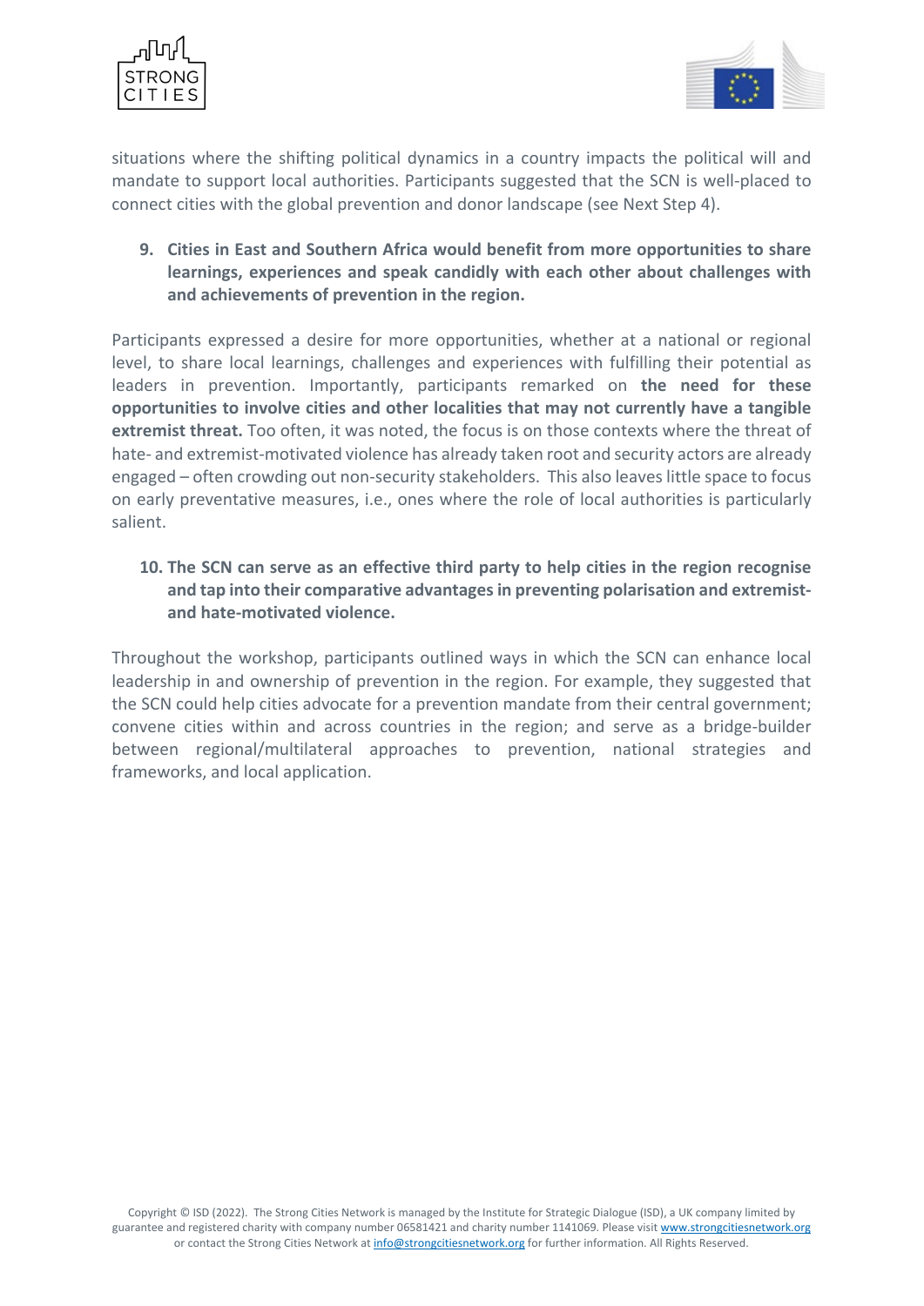situations where the shifting political dynamics in a country impacts the political will and mandate to support local authorities. Participants suggested that the SCN is well-placed to connect cities with the global prevention and donor landscape (see Next Step 4).

9. **Cities in East and Southern Africa would benefit from more opportunities to share learnings, experiences and speak candidly with each other about challenges with and achievements of prevention in the region.**

Participants expressed a desire for more opportunities, whether at a national or regional level, to share local learnings, challenges and experiences with fulfilling their potential as leaders in prevention. Importantly, participants remarked on **the need for these opportunities to involve cities and other localities that may not currently have a tangible extremist threat.** Too often, it was noted, the focus is on those contexts where the threat of hate- and extremist-motivated violence has already taken root and security actors are already engaged – often crowding out non-security stakeholders. This also leaves little space to focus on early preventative measures, i.e., ones where the role of local authorities is particularly salient.

10. **The SCN can serve as an effective third party to help cities in the region recognise and tap into their comparative advantages in preventing polarisation and extremist- and hate-motivated violence.**

Throughout the workshop, participants outlined ways in which the SCN can enhance local leadership in and ownership of prevention in the region. For example, they suggested that the SCN could help cities advocate for a prevention mandate from their central government; convene cities within and across countries in the region; and serve as a bridge-builder between regional/multilateral approaches to prevention, national strategies and frameworks, and local application.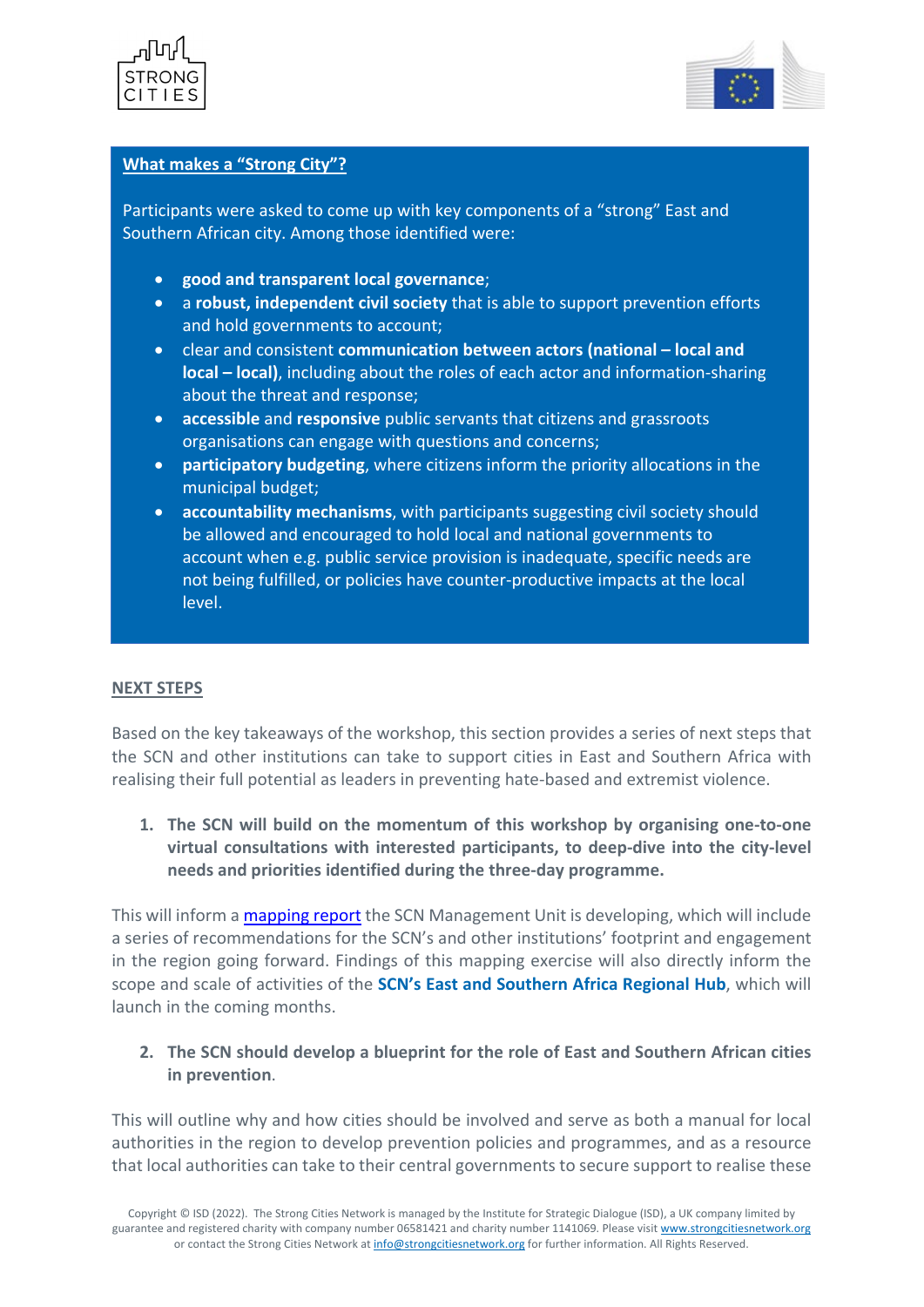**What makes a "Strong City"?**

Participants were asked to come up with key components of a "strong" East and Southern African city. Among those identified were:

- **good and transparent local governance**;
- a **robust, independent civil society** that is able to support prevention efforts and hold governments to account;
- clear and consistent **communication between actors (national – local and local – local)**, including about the roles of each actor and information-sharing about the threat and response;
- **accessible** and **responsive** public servants that citizens and grassroots organisations can engage with questions and concerns;
- **participatory budgeting**, where citizens inform the priority allocations in the municipal budget;
- **accountability mechanisms**, with participants suggesting civil society should be allowed and encouraged to hold local and national governments to account when e.g. public service provision is inadequate, specific needs are not being fulfilled, or policies have counter-productive impacts at the local level.

## NEXT STEPS

Based on the key takeaways of the workshop, this section provides a series of next steps that the SCN and other institutions can take to support cities in East and Southern Africa with realising their full potential as leaders in preventing hate-based and extremist violence.

1. **The SCN will build on the momentum of this workshop by organising one-to-one virtual consultations with interested participants, to deep-dive into the city-level needs and priorities identified during the three-day programme.**

This will inform a mapping report the SCN Management Unit is developing, which will include a series of recommendations for the SCN's and other institutions' footprint and engagement in the region going forward. Findings of this mapping exercise will also directly inform the scope and scale of activities of the **SCN's East and Southern Africa Regional Hub**, which will launch in the coming months.

2. **The SCN should develop a blueprint for the role of East and Southern African cities in prevention**.

This will outline why and how cities should be involved and serve as both a manual for local authorities in the region to develop prevention policies and programmes, and as a resource that local authorities can take to their central governments to secure support to realise these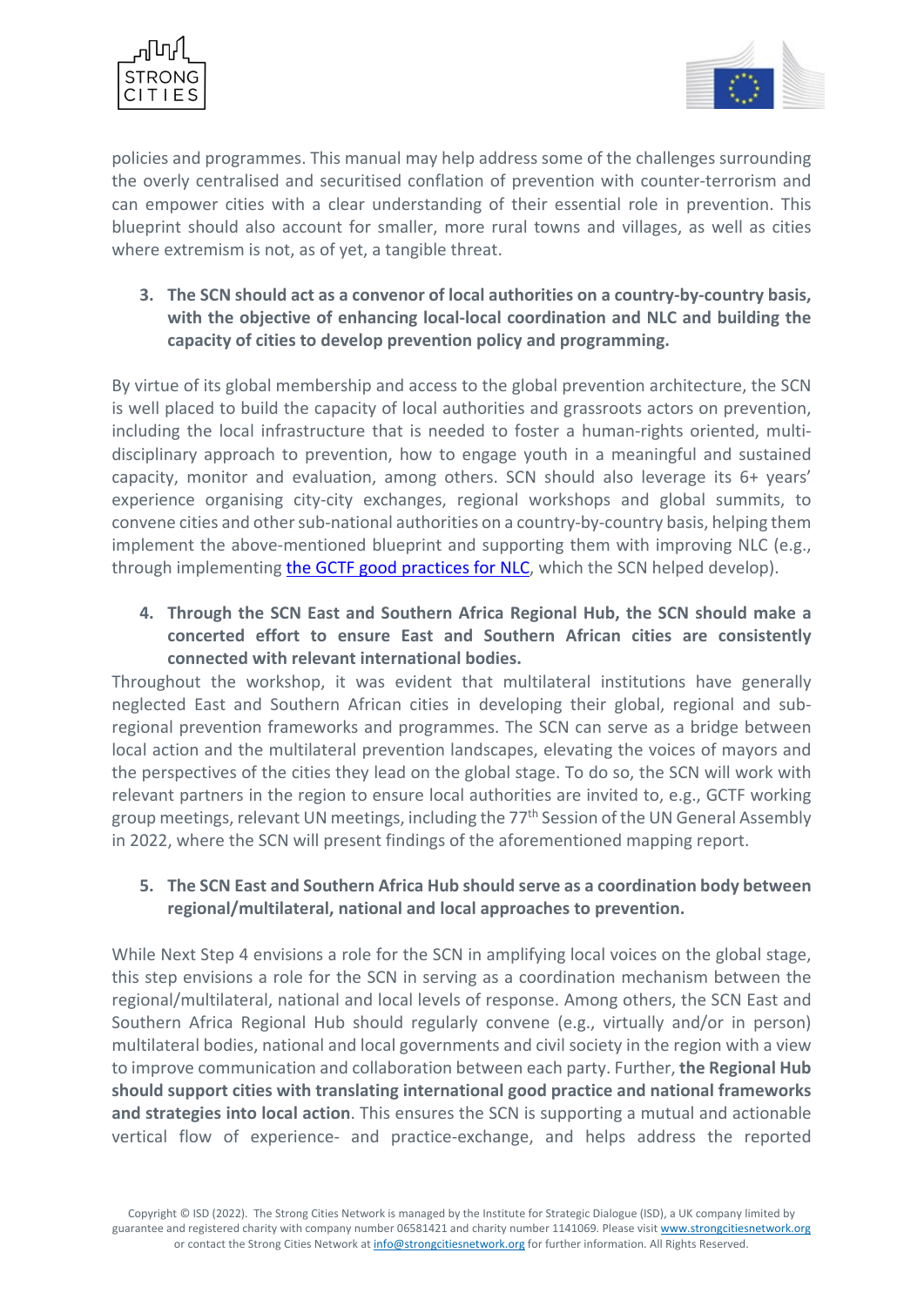policies and programmes. This manual may help address some of the challenges surrounding the overly centralised and securitised conflation of prevention with counter-terrorism and can empower cities with a clear understanding of their essential role in prevention. This blueprint should also account for smaller, more rural towns and villages, as well as cities where extremism is not, as of yet, a tangible threat.

3. **The SCN should act as a convenor of local authorities on a country-by-country basis, with the objective of enhancing local-local coordination and NLC and building the capacity of cities to develop prevention policy and programming.**

By virtue of its global membership and access to the global prevention architecture, the SCN is well placed to build the capacity of local authorities and grassroots actors on prevention, including the local infrastructure that is needed to foster a human-rights oriented, multi-disciplinary approach to prevention, how to engage youth in a meaningful and sustained capacity, monitor and evaluation, among others. SCN should also leverage its 6+ years' experience organising city-city exchanges, regional workshops and global summits, to convene cities and other sub-national authorities on a country-by-country basis, helping them implement the above-mentioned blueprint and supporting them with improving NLC (e.g., through implementing the GCTF good practices for NLC, which the SCN helped develop).

4. **Through the SCN East and Southern Africa Regional Hub, the SCN should make a concerted effort to ensure East and Southern African cities are consistently connected with relevant international bodies.**

Throughout the workshop, it was evident that multilateral institutions have generally neglected East and Southern African cities in developing their global, regional and sub-regional prevention frameworks and programmes. The SCN can serve as a bridge between local action and the multilateral prevention landscapes, elevating the voices of mayors and the perspectives of the cities they lead on the global stage. To do so, the SCN will work with relevant partners in the region to ensure local authorities are invited to, e.g., GCTF working group meetings, relevant UN meetings, including the 77th Session of the UN General Assembly in 2022, where the SCN will present findings of the aforementioned mapping report.

5. **The SCN East and Southern Africa Hub should serve as a coordination body between regional/multilateral, national and local approaches to prevention.**

While Next Step 4 envisions a role for the SCN in amplifying local voices on the global stage, this step envisions a role for the SCN in serving as a coordination mechanism between the regional/multilateral, national and local levels of response. Among others, the SCN East and Southern Africa Regional Hub should regularly convene (e.g., virtually and/or in person) multilateral bodies, national and local governments and civil society in the region with a view to improve communication and collaboration between each party. Further, **the Regional Hub should support cities with translating international good practice and national frameworks and strategies into local action**. This ensures the SCN is supporting a mutual and actionable vertical flow of experience- and practice-exchange, and helps address the reported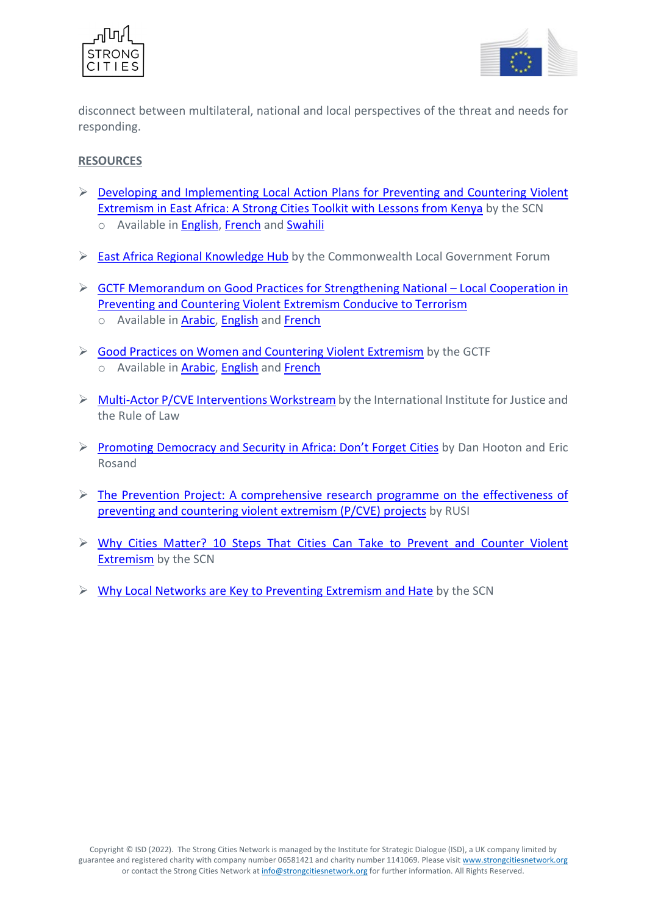disconnect between multilateral, national and local perspectives of the threat and needs for responding.

**RESOURCES**

- Developing and Implementing Local Action Plans for Preventing and Countering Violent Extremism in East Africa: A Strong Cities Toolkit with Lessons from Kenya by the SCN
  - Available in English, French and Swahili

- East Africa Regional Knowledge Hub by the Commonwealth Local Government Forum

- GCTF Memorandum on Good Practices for Strengthening National – Local Cooperation in Preventing and Countering Violent Extremism Conducive to Terrorism
  - Available in Arabic, English and French

- Good Practices on Women and Countering Violent Extremism by the GCTF
  - Available in Arabic, English and French

- Multi-Actor P/CVE Interventions Workstream by the International Institute for Justice and the Rule of Law

- Promoting Democracy and Security in Africa: Don't Forget Cities by Dan Hooton and Eric Rosand

- The Prevention Project: A comprehensive research programme on the effectiveness of preventing and countering violent extremism (P/CVE) projects by RUSI

- Why Cities Matter? 10 Steps That Cities Can Take to Prevent and Counter Violent Extremism by the SCN

- Why Local Networks are Key to Preventing Extremism and Hate by the SCN

Copyright © ISD (2022). The Strong Cities Network is managed by the Institute for Strategic Dialogue (ISD), a UK company limited by guarantee and registered charity with company number 06581421 and charity number 1141069. Please visit www.strongcitiesnetwork.org or contact the Strong Cities Network at info@strongcitiesnetwork.org for further information. All Rights Reserved.